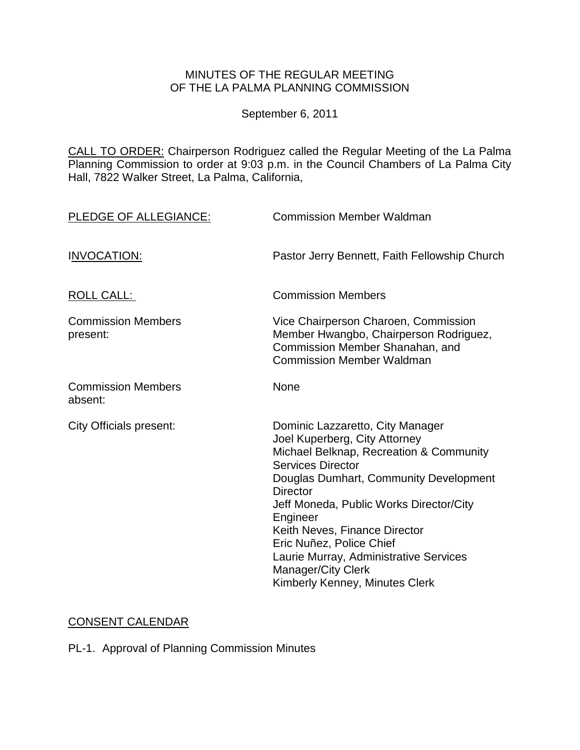MINUTES OF THE REGULAR MEETING
OF THE LA PALMA PLANNING COMMISSION

September 6, 2011

CALL TO ORDER: Chairperson Rodriguez called the Regular Meeting of the La Palma Planning Commission to order at 9:03 p.m. in the Council Chambers of La Palma City Hall, 7822 Walker Street, La Palma, California,

PLEDGE OF ALLEGIANCE: Commission Member Waldman

INVOCATION: Pastor Jerry Bennett, Faith Fellowship Church

ROLL CALL: Commission Members

Commission Members present: Vice Chairperson Charoen, Commission Member Hwangbo, Chairperson Rodriguez, Commission Member Shanahan, and Commission Member Waldman

Commission Members absent: None

City Officials present:
Dominic Lazzaretto, City Manager
Joel Kuperberg, City Attorney
Michael Belknap, Recreation & Community Services Director
Douglas Dumhart, Community Development Director
Jeff Moneda, Public Works Director/City Engineer
Keith Neves, Finance Director
Eric Nuñez, Police Chief
Laurie Murray, Administrative Services Manager/City Clerk
Kimberly Kenney, Minutes Clerk

CONSENT CALENDAR

PL-1. Approval of Planning Commission Minutes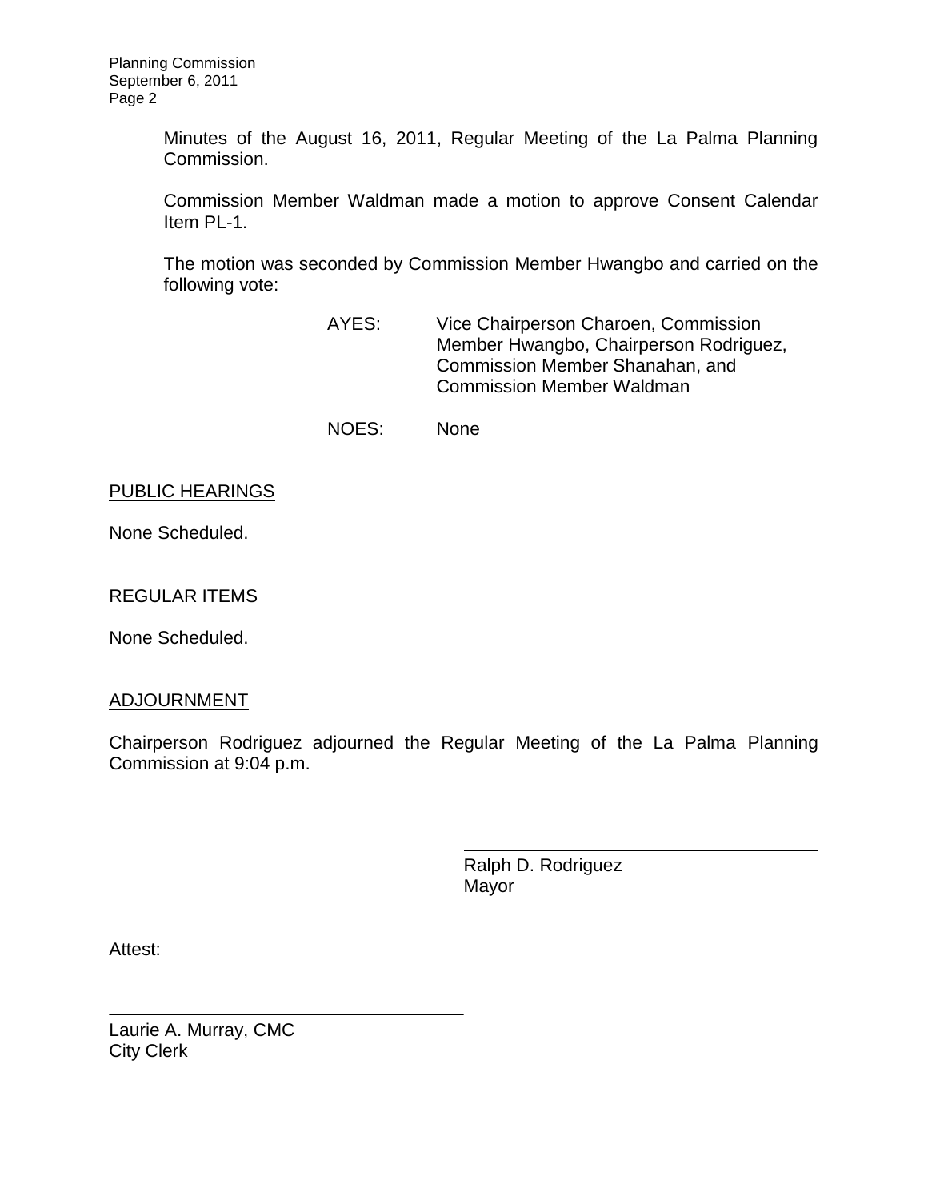Minutes of the August 16, 2011, Regular Meeting of the La Palma Planning Commission.

Commission Member Waldman made a motion to approve Consent Calendar Item PL-1.

The motion was seconded by Commission Member Hwangbo and carried on the following vote:

AYES: Vice Chairperson Charoen, Commission Member Hwangbo, Chairperson Rodriguez, Commission Member Shanahan, and Commission Member Waldman

NOES: None

PUBLIC HEARINGS

None Scheduled.

REGULAR ITEMS

None Scheduled.

ADJOURNMENT

Chairperson Rodriguez adjourned the Regular Meeting of the La Palma Planning Commission at 9:04 p.m.

Ralph D. Rodriguez
Mayor

Attest:

Laurie A. Murray, CMC
City Clerk